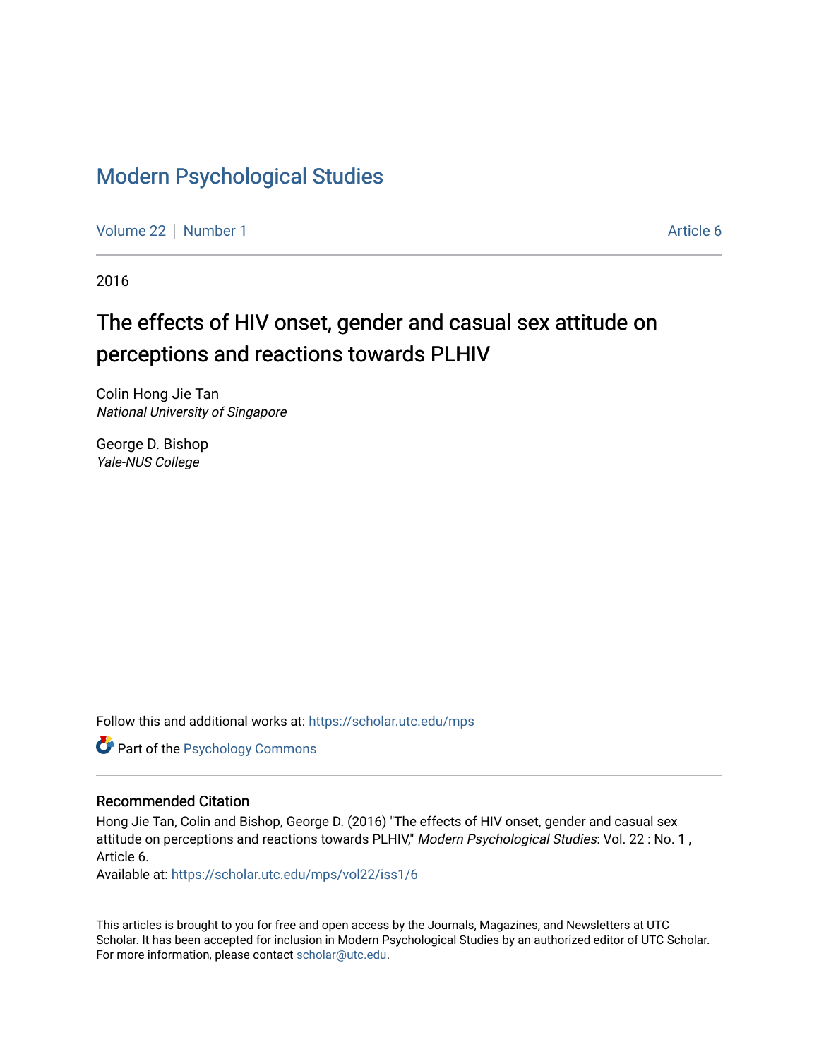# Modern Psychological Studies

Volume 22 | Number 1 | Article 6

2016

## The effects of HIV onset, gender and casual sex attitude on perceptions and reactions towards PLHIV

Colin Hong Jie Tan
*National University of Singapore*

George D. Bishop
*Yale-NUS College*

Follow this and additional works at: https://scholar.utc.edu/mps

Part of the Psychology Commons

### Recommended Citation

Hong Jie Tan, Colin and Bishop, George D. (2016) "The effects of HIV onset, gender and casual sex attitude on perceptions and reactions towards PLHIV," *Modern Psychological Studies*: Vol. 22 : No. 1 , Article 6.
Available at: https://scholar.utc.edu/mps/vol22/iss1/6

This articles is brought to you for free and open access by the Journals, Magazines, and Newsletters at UTC Scholar. It has been accepted for inclusion in Modern Psychological Studies by an authorized editor of UTC Scholar. For more information, please contact scholar@utc.edu.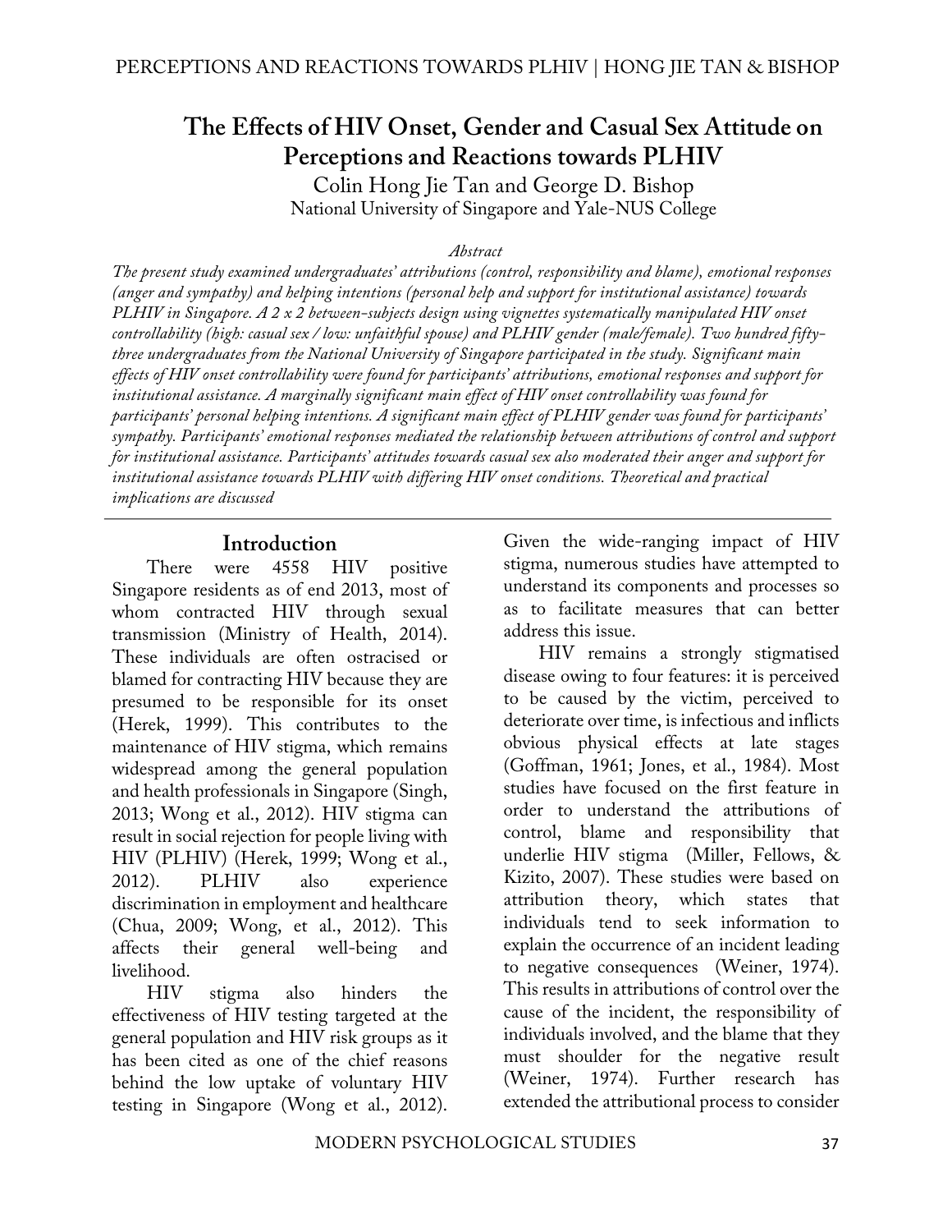# The Effects of HIV Onset, Gender and Casual Sex Attitude on Perceptions and Reactions towards PLHIV

Colin Hong Jie Tan and George D. Bishop

National University of Singapore and Yale-NUS College

*Abstract*

*The present study examined undergraduates' attributions (control, responsibility and blame), emotional responses (anger and sympathy) and helping intentions (personal help and support for institutional assistance) towards PLHIV in Singapore. A 2 x 2 between-subjects design using vignettes systematically manipulated HIV onset controllability (high: casual sex / low: unfaithful spouse) and PLHIV gender (male/female). Two hundred fifty-three undergraduates from the National University of Singapore participated in the study. Significant main effects of HIV onset controllability were found for participants' attributions, emotional responses and support for institutional assistance. A marginally significant main effect of HIV onset controllability was found for participants' personal helping intentions. A significant main effect of PLHIV gender was found for participants' sympathy. Participants' emotional responses mediated the relationship between attributions of control and support for institutional assistance. Participants' attitudes towards casual sex also moderated their anger and support for institutional assistance towards PLHIV with differing HIV onset conditions. Theoretical and practical implications are discussed*

## Introduction

There were 4558 HIV positive Singapore residents as of end 2013, most of whom contracted HIV through sexual transmission (Ministry of Health, 2014). These individuals are often ostracised or blamed for contracting HIV because they are presumed to be responsible for its onset (Herek, 1999). This contributes to the maintenance of HIV stigma, which remains widespread among the general population and health professionals in Singapore (Singh, 2013; Wong et al., 2012). HIV stigma can result in social rejection for people living with HIV (PLHIV) (Herek, 1999; Wong et al., 2012). PLHIV also experience discrimination in employment and healthcare (Chua, 2009; Wong, et al., 2012). This affects their general well-being and livelihood.

HIV stigma also hinders the effectiveness of HIV testing targeted at the general population and HIV risk groups as it has been cited as one of the chief reasons behind the low uptake of voluntary HIV testing in Singapore (Wong et al., 2012). Given the wide-ranging impact of HIV stigma, numerous studies have attempted to understand its components and processes so as to facilitate measures that can better address this issue.

HIV remains a strongly stigmatised disease owing to four features: it is perceived to be caused by the victim, perceived to deteriorate over time, is infectious and inflicts obvious physical effects at late stages (Goffman, 1961; Jones, et al., 1984). Most studies have focused on the first feature in order to understand the attributions of control, blame and responsibility that underlie HIV stigma (Miller, Fellows, & Kizito, 2007). These studies were based on attribution theory, which states that individuals tend to seek information to explain the occurrence of an incident leading to negative consequences (Weiner, 1974). This results in attributions of control over the cause of the incident, the responsibility of individuals involved, and the blame that they must shoulder for the negative result (Weiner, 1974). Further research has extended the attributional process to consider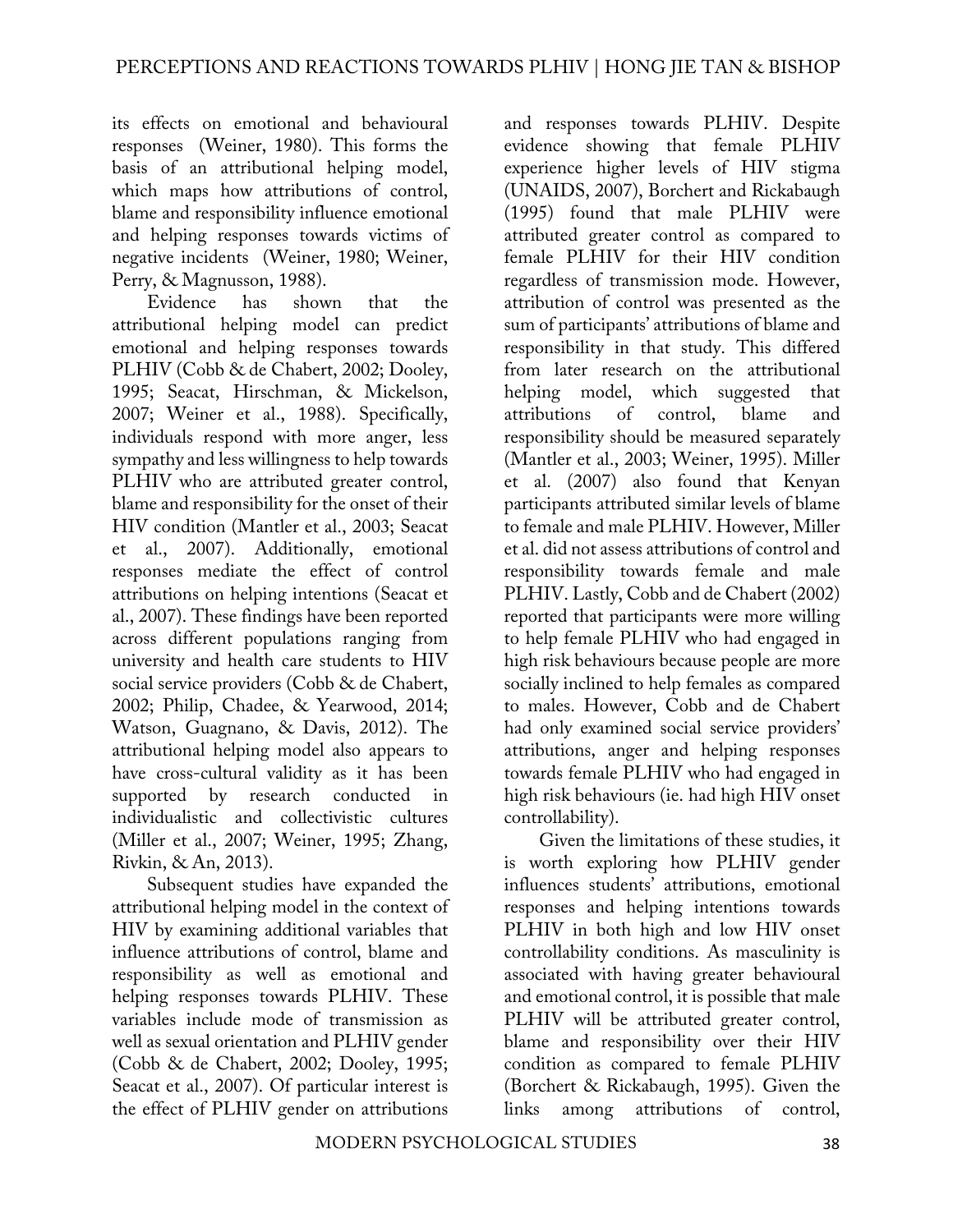its effects on emotional and behavioural responses (Weiner, 1980). This forms the basis of an attributional helping model, which maps how attributions of control, blame and responsibility influence emotional and helping responses towards victims of negative incidents (Weiner, 1980; Weiner, Perry, & Magnusson, 1988).

Evidence has shown that the attributional helping model can predict emotional and helping responses towards PLHIV (Cobb & de Chabert, 2002; Dooley, 1995; Seacat, Hirschman, & Mickelson, 2007; Weiner et al., 1988). Specifically, individuals respond with more anger, less sympathy and less willingness to help towards PLHIV who are attributed greater control, blame and responsibility for the onset of their HIV condition (Mantler et al., 2003; Seacat et al., 2007). Additionally, emotional responses mediate the effect of control attributions on helping intentions (Seacat et al., 2007). These findings have been reported across different populations ranging from university and health care students to HIV social service providers (Cobb & de Chabert, 2002; Philip, Chadee, & Yearwood, 2014; Watson, Guagnano, & Davis, 2012). The attributional helping model also appears to have cross-cultural validity as it has been supported by research conducted in individualistic and collectivistic cultures (Miller et al., 2007; Weiner, 1995; Zhang, Rivkin, & An, 2013).

Subsequent studies have expanded the attributional helping model in the context of HIV by examining additional variables that influence attributions of control, blame and responsibility as well as emotional and helping responses towards PLHIV. These variables include mode of transmission as well as sexual orientation and PLHIV gender (Cobb & de Chabert, 2002; Dooley, 1995; Seacat et al., 2007). Of particular interest is the effect of PLHIV gender on attributions and responses towards PLHIV. Despite evidence showing that female PLHIV experience higher levels of HIV stigma (UNAIDS, 2007), Borchert and Rickabaugh (1995) found that male PLHIV were attributed greater control as compared to female PLHIV for their HIV condition regardless of transmission mode. However, attribution of control was presented as the sum of participants' attributions of blame and responsibility in that study. This differed from later research on the attributional helping model, which suggested that attributions of control, blame and responsibility should be measured separately (Mantler et al., 2003; Weiner, 1995). Miller et al. (2007) also found that Kenyan participants attributed similar levels of blame to female and male PLHIV. However, Miller et al. did not assess attributions of control and responsibility towards female and male PLHIV. Lastly, Cobb and de Chabert (2002) reported that participants were more willing to help female PLHIV who had engaged in high risk behaviours because people are more socially inclined to help females as compared to males. However, Cobb and de Chabert had only examined social service providers' attributions, anger and helping responses towards female PLHIV who had engaged in high risk behaviours (ie. had high HIV onset controllability).

Given the limitations of these studies, it is worth exploring how PLHIV gender influences students' attributions, emotional responses and helping intentions towards PLHIV in both high and low HIV onset controllability conditions. As masculinity is associated with having greater behavioural and emotional control, it is possible that male PLHIV will be attributed greater control, blame and responsibility over their HIV condition as compared to female PLHIV (Borchert & Rickabaugh, 1995). Given the links among attributions of control,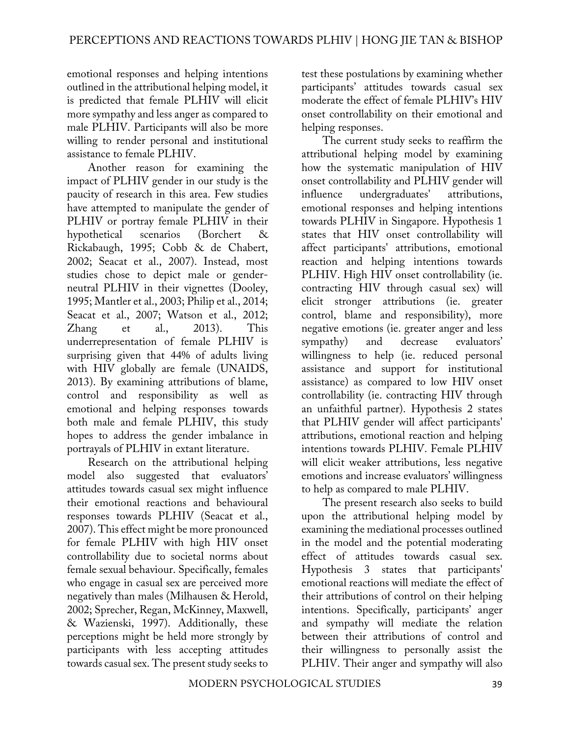emotional responses and helping intentions outlined in the attributional helping model, it is predicted that female PLHIV will elicit more sympathy and less anger as compared to male PLHIV. Participants will also be more willing to render personal and institutional assistance to female PLHIV.

Another reason for examining the impact of PLHIV gender in our study is the paucity of research in this area. Few studies have attempted to manipulate the gender of PLHIV or portray female PLHIV in their hypothetical scenarios (Borchert & Rickabaugh, 1995; Cobb & de Chabert, 2002; Seacat et al., 2007). Instead, most studies chose to depict male or gender-neutral PLHIV in their vignettes (Dooley, 1995; Mantler et al., 2003; Philip et al., 2014; Seacat et al., 2007; Watson et al., 2012; Zhang et al., 2013). This underrepresentation of female PLHIV is surprising given that 44% of adults living with HIV globally are female (UNAIDS, 2013). By examining attributions of blame, control and responsibility as well as emotional and helping responses towards both male and female PLHIV, this study hopes to address the gender imbalance in portrayals of PLHIV in extant literature.

Research on the attributional helping model also suggested that evaluators' attitudes towards casual sex might influence their emotional reactions and behavioural responses towards PLHIV (Seacat et al., 2007). This effect might be more pronounced for female PLHIV with high HIV onset controllability due to societal norms about female sexual behaviour. Specifically, females who engage in casual sex are perceived more negatively than males (Milhausen & Herold, 2002; Sprecher, Regan, McKinney, Maxwell, & Wazienski, 1997). Additionally, these perceptions might be held more strongly by participants with less accepting attitudes towards casual sex. The present study seeks to test these postulations by examining whether participants' attitudes towards casual sex moderate the effect of female PLHIV's HIV onset controllability on their emotional and helping responses.

The current study seeks to reaffirm the attributional helping model by examining how the systematic manipulation of HIV onset controllability and PLHIV gender will influence undergraduates' attributions, emotional responses and helping intentions towards PLHIV in Singapore. Hypothesis 1 states that HIV onset controllability will affect participants' attributions, emotional reaction and helping intentions towards PLHIV. High HIV onset controllability (ie. contracting HIV through casual sex) will elicit stronger attributions (ie. greater control, blame and responsibility), more negative emotions (ie. greater anger and less sympathy) and decrease evaluators' willingness to help (ie. reduced personal assistance and support for institutional assistance) as compared to low HIV onset controllability (ie. contracting HIV through an unfaithful partner). Hypothesis 2 states that PLHIV gender will affect participants' attributions, emotional reaction and helping intentions towards PLHIV. Female PLHIV will elicit weaker attributions, less negative emotions and increase evaluators' willingness to help as compared to male PLHIV.

The present research also seeks to build upon the attributional helping model by examining the mediational processes outlined in the model and the potential moderating effect of attitudes towards casual sex. Hypothesis 3 states that participants' emotional reactions will mediate the effect of their attributions of control on their helping intentions. Specifically, participants' anger and sympathy will mediate the relation between their attributions of control and their willingness to personally assist the PLHIV. Their anger and sympathy will also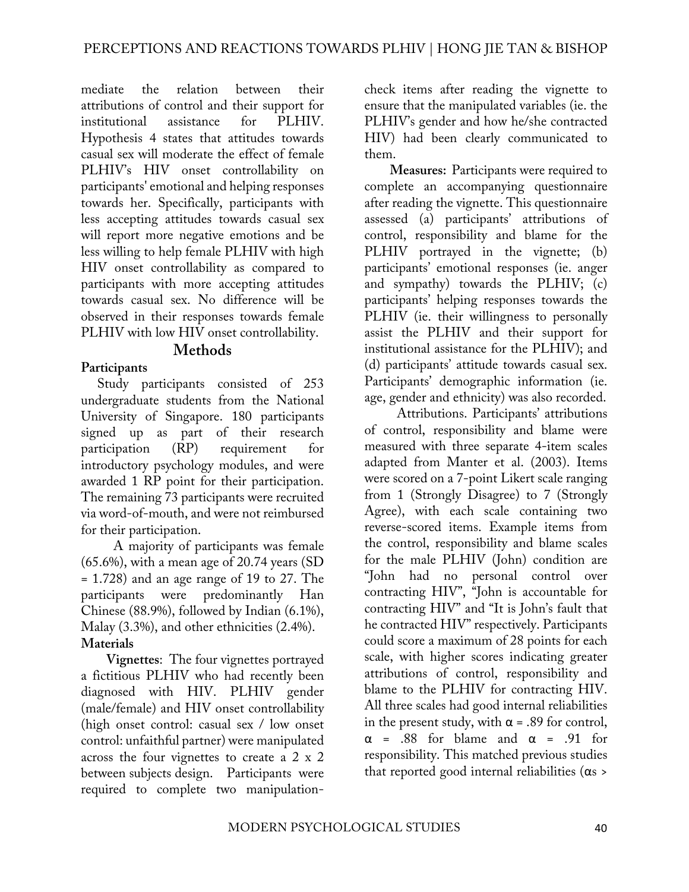mediate the relation between their attributions of control and their support for institutional assistance for PLHIV. Hypothesis 4 states that attitudes towards casual sex will moderate the effect of female PLHIV's HIV onset controllability on participants' emotional and helping responses towards her. Specifically, participants with less accepting attitudes towards casual sex will report more negative emotions and be less willing to help female PLHIV with high HIV onset controllability as compared to participants with more accepting attitudes towards casual sex. No difference will be observed in their responses towards female PLHIV with low HIV onset controllability.

## Methods

### Participants

Study participants consisted of 253 undergraduate students from the National University of Singapore. 180 participants signed up as part of their research participation (RP) requirement for introductory psychology modules, and were awarded 1 RP point for their participation. The remaining 73 participants were recruited via word-of-mouth, and were not reimbursed for their participation.

A majority of participants was female (65.6%), with a mean age of 20.74 years (SD = 1.728) and an age range of 19 to 27. The participants were predominantly Han Chinese (88.9%), followed by Indian (6.1%), Malay (3.3%), and other ethnicities (2.4%).

### Materials

**Vignettes**: The four vignettes portrayed a fictitious PLHIV who had recently been diagnosed with HIV. PLHIV gender (male/female) and HIV onset controllability (high onset control: casual sex / low onset control: unfaithful partner) were manipulated across the four vignettes to create a 2 x 2 between subjects design. Participants were required to complete two manipulation-check items after reading the vignette to ensure that the manipulated variables (ie. the PLHIV's gender and how he/she contracted HIV) had been clearly communicated to them.

**Measures:** Participants were required to complete an accompanying questionnaire after reading the vignette. This questionnaire assessed (a) participants' attributions of control, responsibility and blame for the PLHIV portrayed in the vignette; (b) participants' emotional responses (ie. anger and sympathy) towards the PLHIV; (c) participants' helping responses towards the PLHIV (ie. their willingness to personally assist the PLHIV and their support for institutional assistance for the PLHIV); and (d) participants' attitude towards casual sex. Participants' demographic information (ie. age, gender and ethnicity) was also recorded.

Attributions. Participants' attributions of control, responsibility and blame were measured with three separate 4-item scales adapted from Manter et al. (2003). Items were scored on a 7-point Likert scale ranging from 1 (Strongly Disagree) to 7 (Strongly Agree), with each scale containing two reverse-scored items. Example items from the control, responsibility and blame scales for the male PLHIV (John) condition are "John had no personal control over contracting HIV", "John is accountable for contracting HIV" and "It is John's fault that he contracted HIV" respectively. Participants could score a maximum of 28 points for each scale, with higher scores indicating greater attributions of control, responsibility and blame to the PLHIV for contracting HIV. All three scales had good internal reliabilities in the present study, with $\alpha = .89$ for control, $\alpha = .88$ for blame and $\alpha = .91$ for responsibility. This matched previous studies that reported good internal reliabilities ($\alpha$s >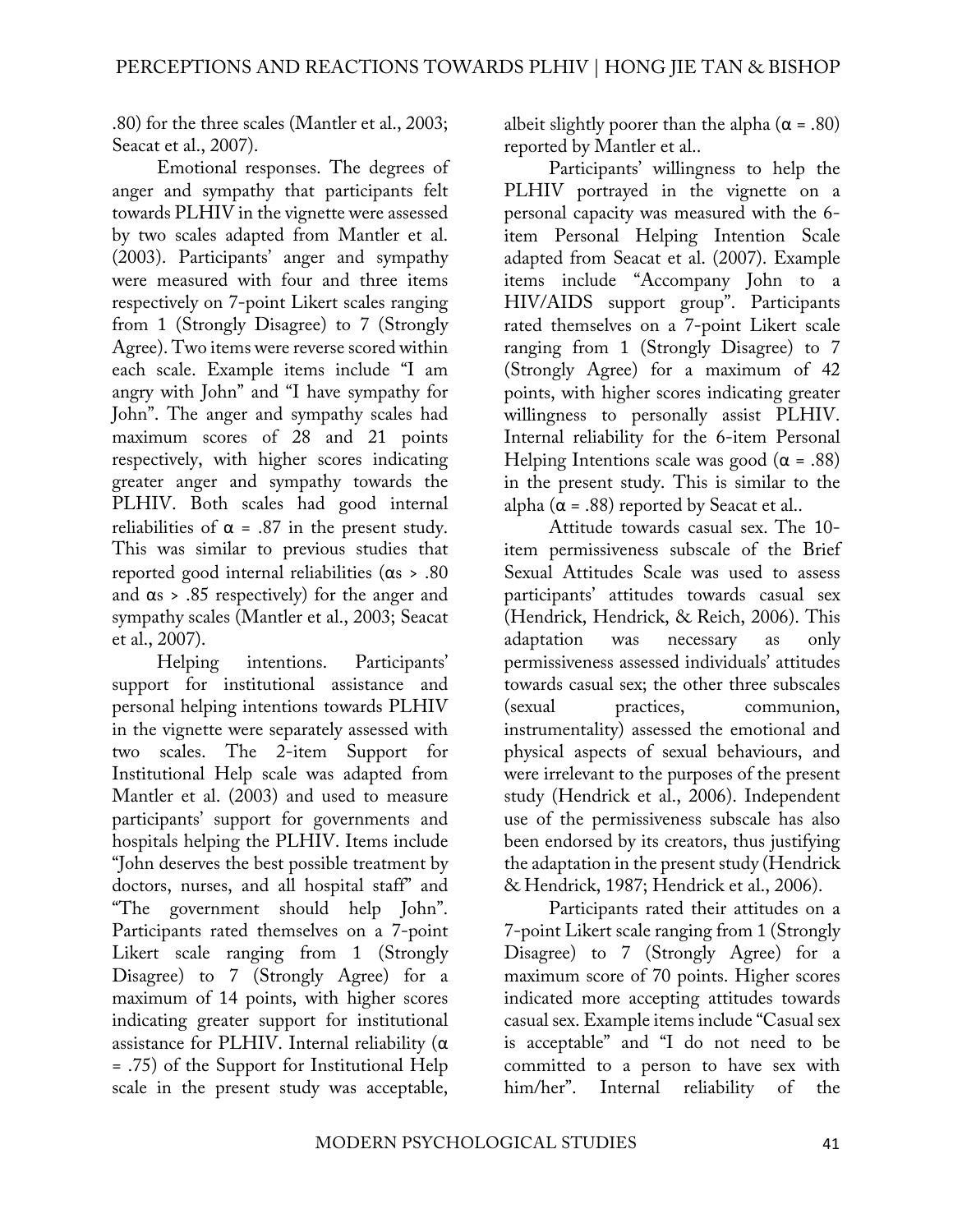.80) for the three scales (Mantler et al., 2003; Seacat et al., 2007).

Emotional responses. The degrees of anger and sympathy that participants felt towards PLHIV in the vignette were assessed by two scales adapted from Mantler et al. (2003). Participants' anger and sympathy were measured with four and three items respectively on 7-point Likert scales ranging from 1 (Strongly Disagree) to 7 (Strongly Agree). Two items were reverse scored within each scale. Example items include "I am angry with John" and "I have sympathy for John". The anger and sympathy scales had maximum scores of 28 and 21 points respectively, with higher scores indicating greater anger and sympathy towards the PLHIV. Both scales had good internal reliabilities of $\alpha$ = .87 in the present study. This was similar to previous studies that reported good internal reliabilities ($\alpha$s > .80 and $\alpha$s > .85 respectively) for the anger and sympathy scales (Mantler et al., 2003; Seacat et al., 2007).

Helping intentions. Participants' support for institutional assistance and personal helping intentions towards PLHIV in the vignette were separately assessed with two scales. The 2-item Support for Institutional Help scale was adapted from Mantler et al. (2003) and used to measure participants' support for governments and hospitals helping the PLHIV. Items include "John deserves the best possible treatment by doctors, nurses, and all hospital staff" and "The government should help John". Participants rated themselves on a 7-point Likert scale ranging from 1 (Strongly Disagree) to 7 (Strongly Agree) for a maximum of 14 points, with higher scores indicating greater support for institutional assistance for PLHIV. Internal reliability ($\alpha$ = .75) of the Support for Institutional Help scale in the present study was acceptable, albeit slightly poorer than the alpha ($\alpha$ = .80) reported by Mantler et al..

Participants' willingness to help the PLHIV portrayed in the vignette on a personal capacity was measured with the 6-item Personal Helping Intention Scale adapted from Seacat et al. (2007). Example items include "Accompany John to a HIV/AIDS support group". Participants rated themselves on a 7-point Likert scale ranging from 1 (Strongly Disagree) to 7 (Strongly Agree) for a maximum of 42 points, with higher scores indicating greater willingness to personally assist PLHIV. Internal reliability for the 6-item Personal Helping Intentions scale was good ($\alpha$ = .88) in the present study. This is similar to the alpha ($\alpha$ = .88) reported by Seacat et al..

Attitude towards casual sex. The 10-item permissiveness subscale of the Brief Sexual Attitudes Scale was used to assess participants' attitudes towards casual sex (Hendrick, Hendrick, & Reich, 2006). This adaptation was necessary as only permissiveness assessed individuals' attitudes towards casual sex; the other three subscales (sexual practices, communion, instrumentality) assessed the emotional and physical aspects of sexual behaviours, and were irrelevant to the purposes of the present study (Hendrick et al., 2006). Independent use of the permissiveness subscale has also been endorsed by its creators, thus justifying the adaptation in the present study (Hendrick & Hendrick, 1987; Hendrick et al., 2006).

Participants rated their attitudes on a 7-point Likert scale ranging from 1 (Strongly Disagree) to 7 (Strongly Agree) for a maximum score of 70 points. Higher scores indicated more accepting attitudes towards casual sex. Example items include "Casual sex is acceptable" and "I do not need to be committed to a person to have sex with him/her". Internal reliability of the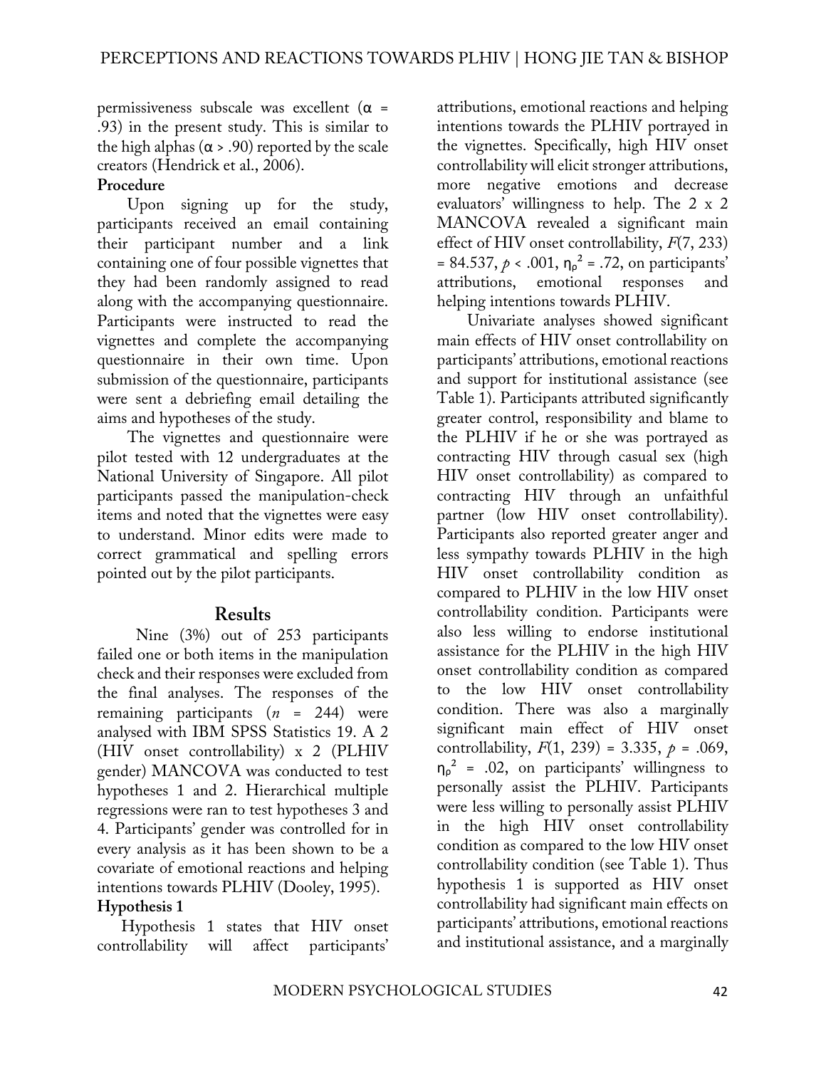permissiveness subscale was excellent ($\alpha$ = .93) in the present study. This is similar to the high alphas ($\alpha$ > .90) reported by the scale creators (Hendrick et al., 2006).

**Procedure**

Upon signing up for the study, participants received an email containing their participant number and a link containing one of four possible vignettes that they had been randomly assigned to read along with the accompanying questionnaire. Participants were instructed to read the vignettes and complete the accompanying questionnaire in their own time. Upon submission of the questionnaire, participants were sent a debriefing email detailing the aims and hypotheses of the study.

The vignettes and questionnaire were pilot tested with 12 undergraduates at the National University of Singapore. All pilot participants passed the manipulation-check items and noted that the vignettes were easy to understand. Minor edits were made to correct grammatical and spelling errors pointed out by the pilot participants.

## Results

Nine (3%) out of 253 participants failed one or both items in the manipulation check and their responses were excluded from the final analyses. The responses of the remaining participants ($n$ = 244) were analysed with IBM SPSS Statistics 19. A 2 (HIV onset controllability) x 2 (PLHIV gender) MANCOVA was conducted to test hypotheses 1 and 2. Hierarchical multiple regressions were ran to test hypotheses 3 and 4. Participants' gender was controlled for in every analysis as it has been shown to be a covariate of emotional reactions and helping intentions towards PLHIV (Dooley, 1995).

**Hypothesis 1**

Hypothesis 1 states that HIV onset controllability will affect participants' attributions, emotional reactions and helping intentions towards the PLHIV portrayed in the vignettes. Specifically, high HIV onset controllability will elicit stronger attributions, more negative emotions and decrease evaluators' willingness to help. The 2 x 2 MANCOVA revealed a significant main effect of HIV onset controllability, $F(7, 233) = 84.537$, $p < .001$, $\eta_p^2 = .72$, on participants' attributions, emotional responses and helping intentions towards PLHIV.

Univariate analyses showed significant main effects of HIV onset controllability on participants' attributions, emotional reactions and support for institutional assistance (see Table 1). Participants attributed significantly greater control, responsibility and blame to the PLHIV if he or she was portrayed as contracting HIV through casual sex (high HIV onset controllability) as compared to contracting HIV through an unfaithful partner (low HIV onset controllability). Participants also reported greater anger and less sympathy towards PLHIV in the high HIV onset controllability condition as compared to PLHIV in the low HIV onset controllability condition. Participants were also less willing to endorse institutional assistance for the PLHIV in the high HIV onset controllability condition as compared to the low HIV onset controllability condition. There was also a marginally significant main effect of HIV onset controllability, $F(1, 239) = 3.335$, $p = .069$, $\eta_p^2 = .02$, on participants' willingness to personally assist the PLHIV. Participants were less willing to personally assist PLHIV in the high HIV onset controllability condition as compared to the low HIV onset controllability condition (see Table 1). Thus hypothesis 1 is supported as HIV onset controllability had significant main effects on participants' attributions, emotional reactions and institutional assistance, and a marginally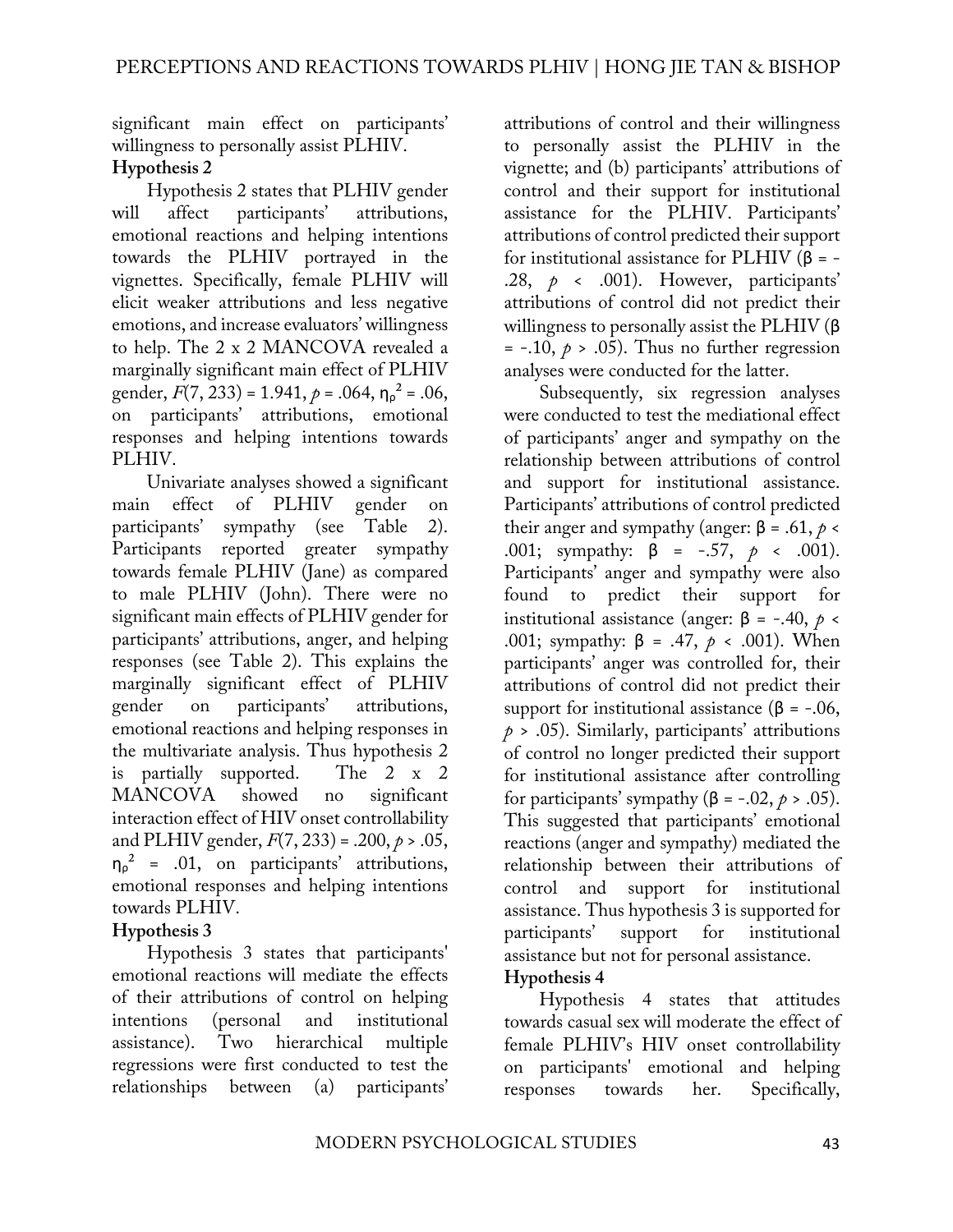significant main effect on participants' willingness to personally assist PLHIV.

**Hypothesis 2**

Hypothesis 2 states that PLHIV gender will affect participants' attributions, emotional reactions and helping intentions towards the PLHIV portrayed in the vignettes. Specifically, female PLHIV will elicit weaker attributions and less negative emotions, and increase evaluators' willingness to help. The 2 x 2 MANCOVA revealed a marginally significant main effect of PLHIV gender, $F(7, 233) = 1.941$, $p = .064$, $\eta_p^2 = .06$, on participants' attributions, emotional responses and helping intentions towards PLHIV.

Univariate analyses showed a significant main effect of PLHIV gender on participants' sympathy (see Table 2). Participants reported greater sympathy towards female PLHIV (Jane) as compared to male PLHIV (John). There were no significant main effects of PLHIV gender for participants' attributions, anger, and helping responses (see Table 2). This explains the marginally significant effect of PLHIV gender on participants' attributions, emotional reactions and helping responses in the multivariate analysis. Thus hypothesis 2 is partially supported. The 2 x 2 MANCOVA showed no significant interaction effect of HIV onset controllability and PLHIV gender, $F(7, 233) = .200$, $p > .05$, $\eta_p^2 = .01$, on participants' attributions, emotional responses and helping intentions towards PLHIV.

**Hypothesis 3**

Hypothesis 3 states that participants' emotional reactions will mediate the effects of their attributions of control on helping intentions (personal and institutional assistance). Two hierarchical multiple regressions were first conducted to test the relationships between (a) participants' attributions of control and their willingness to personally assist the PLHIV in the vignette; and (b) participants' attributions of control and their support for institutional assistance for the PLHIV. Participants' attributions of control predicted their support for institutional assistance for PLHIV ($\beta = -.28$, $p < .001$). However, participants' attributions of control did not predict their willingness to personally assist the PLHIV ($\beta = -.10$, $p > .05$). Thus no further regression analyses were conducted for the latter.

Subsequently, six regression analyses were conducted to test the mediational effect of participants' anger and sympathy on the relationship between attributions of control and support for institutional assistance. Participants' attributions of control predicted their anger and sympathy (anger: $\beta = .61$, $p < .001$; sympathy: $\beta = -.57$, $p < .001$). Participants' anger and sympathy were also found to predict their support for institutional assistance (anger: $\beta = -.40$, $p < .001$; sympathy: $\beta = .47$, $p < .001$). When participants' anger was controlled for, their attributions of control did not predict their support for institutional assistance ($\beta = -.06$, $p > .05$). Similarly, participants' attributions of control no longer predicted their support for institutional assistance after controlling for participants' sympathy ($\beta = -.02$, $p > .05$). This suggested that participants' emotional reactions (anger and sympathy) mediated the relationship between their attributions of control and support for institutional assistance. Thus hypothesis 3 is supported for participants' support for institutional assistance but not for personal assistance.

**Hypothesis 4**

Hypothesis 4 states that attitudes towards casual sex will moderate the effect of female PLHIV's HIV onset controllability on participants' emotional and helping responses towards her. Specifically,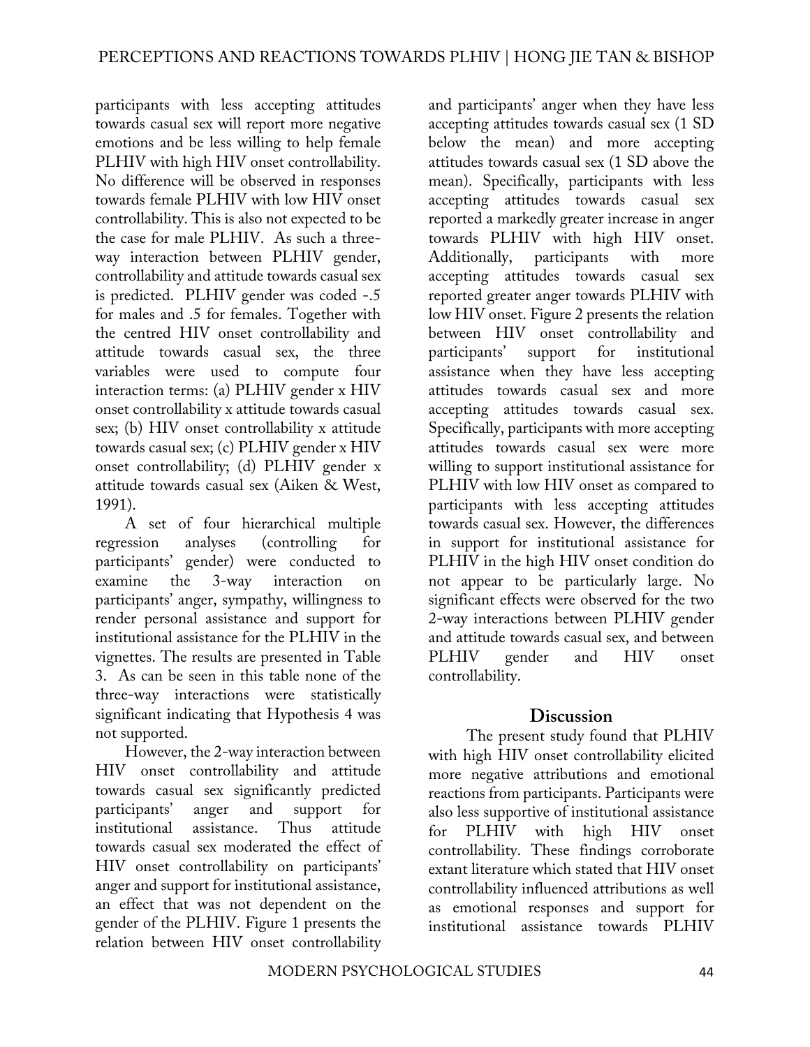participants with less accepting attitudes towards casual sex will report more negative emotions and be less willing to help female PLHIV with high HIV onset controllability. No difference will be observed in responses towards female PLHIV with low HIV onset controllability. This is also not expected to be the case for male PLHIV. As such a three-way interaction between PLHIV gender, controllability and attitude towards casual sex is predicted. PLHIV gender was coded -.5 for males and .5 for females. Together with the centred HIV onset controllability and attitude towards casual sex, the three variables were used to compute four interaction terms: (a) PLHIV gender x HIV onset controllability x attitude towards casual sex; (b) HIV onset controllability x attitude towards casual sex; (c) PLHIV gender x HIV onset controllability; (d) PLHIV gender x attitude towards casual sex (Aiken & West, 1991).

A set of four hierarchical multiple regression analyses (controlling for participants' gender) were conducted to examine the 3-way interaction on participants' anger, sympathy, willingness to render personal assistance and support for institutional assistance for the PLHIV in the vignettes. The results are presented in Table 3. As can be seen in this table none of the three-way interactions were statistically significant indicating that Hypothesis 4 was not supported.

However, the 2-way interaction between HIV onset controllability and attitude towards casual sex significantly predicted participants' anger and support for institutional assistance. Thus attitude towards casual sex moderated the effect of HIV onset controllability on participants' anger and support for institutional assistance, an effect that was not dependent on the gender of the PLHIV. Figure 1 presents the relation between HIV onset controllability and participants' anger when they have less accepting attitudes towards casual sex (1 SD below the mean) and more accepting attitudes towards casual sex (1 SD above the mean). Specifically, participants with less accepting attitudes towards casual sex reported a markedly greater increase in anger towards PLHIV with high HIV onset. Additionally, participants with more accepting attitudes towards casual sex reported greater anger towards PLHIV with low HIV onset. Figure 2 presents the relation between HIV onset controllability and participants' support for institutional assistance when they have less accepting attitudes towards casual sex and more accepting attitudes towards casual sex. Specifically, participants with more accepting attitudes towards casual sex were more willing to support institutional assistance for PLHIV with low HIV onset as compared to participants with less accepting attitudes towards casual sex. However, the differences in support for institutional assistance for PLHIV in the high HIV onset condition do not appear to be particularly large. No significant effects were observed for the two 2-way interactions between PLHIV gender and attitude towards casual sex, and between PLHIV gender and HIV onset controllability.

## Discussion

The present study found that PLHIV with high HIV onset controllability elicited more negative attributions and emotional reactions from participants. Participants were also less supportive of institutional assistance for PLHIV with high HIV onset controllability. These findings corroborate extant literature which stated that HIV onset controllability influenced attributions as well as emotional responses and support for institutional assistance towards PLHIV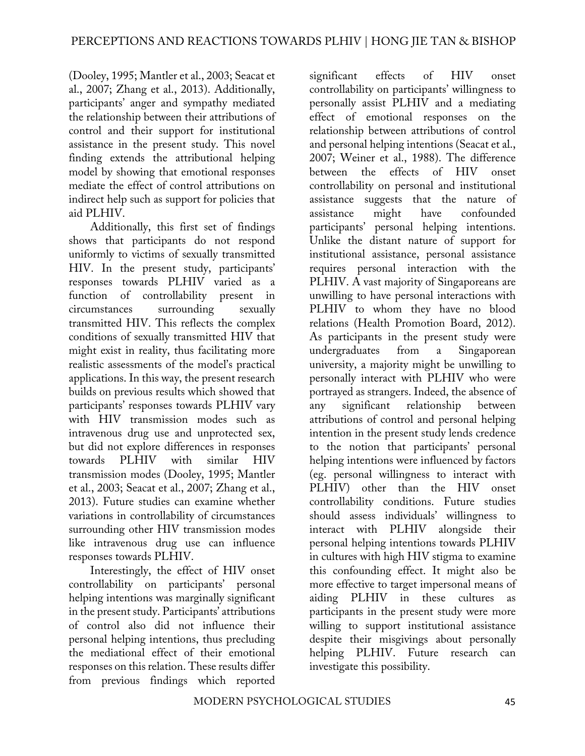(Dooley, 1995; Mantler et al., 2003; Seacat et al., 2007; Zhang et al., 2013). Additionally, participants' anger and sympathy mediated the relationship between their attributions of control and their support for institutional assistance in the present study. This novel finding extends the attributional helping model by showing that emotional responses mediate the effect of control attributions on indirect help such as support for policies that aid PLHIV.

Additionally, this first set of findings shows that participants do not respond uniformly to victims of sexually transmitted HIV. In the present study, participants' responses towards PLHIV varied as a function of controllability present in circumstances surrounding sexually transmitted HIV. This reflects the complex conditions of sexually transmitted HIV that might exist in reality, thus facilitating more realistic assessments of the model's practical applications. In this way, the present research builds on previous results which showed that participants' responses towards PLHIV vary with HIV transmission modes such as intravenous drug use and unprotected sex, but did not explore differences in responses towards PLHIV with similar HIV transmission modes (Dooley, 1995; Mantler et al., 2003; Seacat et al., 2007; Zhang et al., 2013). Future studies can examine whether variations in controllability of circumstances surrounding other HIV transmission modes like intravenous drug use can influence responses towards PLHIV.

Interestingly, the effect of HIV onset controllability on participants' personal helping intentions was marginally significant in the present study. Participants' attributions of control also did not influence their personal helping intentions, thus precluding the mediational effect of their emotional responses on this relation. These results differ from previous findings which reported significant effects of HIV onset controllability on participants' willingness to personally assist PLHIV and a mediating effect of emotional responses on the relationship between attributions of control and personal helping intentions (Seacat et al., 2007; Weiner et al., 1988). The difference between the effects of HIV onset controllability on personal and institutional assistance suggests that the nature of assistance might have confounded participants' personal helping intentions. Unlike the distant nature of support for institutional assistance, personal assistance requires personal interaction with the PLHIV. A vast majority of Singaporeans are unwilling to have personal interactions with PLHIV to whom they have no blood relations (Health Promotion Board, 2012). As participants in the present study were undergraduates from a Singaporean university, a majority might be unwilling to personally interact with PLHIV who were portrayed as strangers. Indeed, the absence of any significant relationship between attributions of control and personal helping intention in the present study lends credence to the notion that participants' personal helping intentions were influenced by factors (eg. personal willingness to interact with PLHIV) other than the HIV onset controllability conditions. Future studies should assess individuals' willingness to interact with PLHIV alongside their personal helping intentions towards PLHIV in cultures with high HIV stigma to examine this confounding effect. It might also be more effective to target impersonal means of aiding PLHIV in these cultures as participants in the present study were more willing to support institutional assistance despite their misgivings about personally helping PLHIV. Future research can investigate this possibility.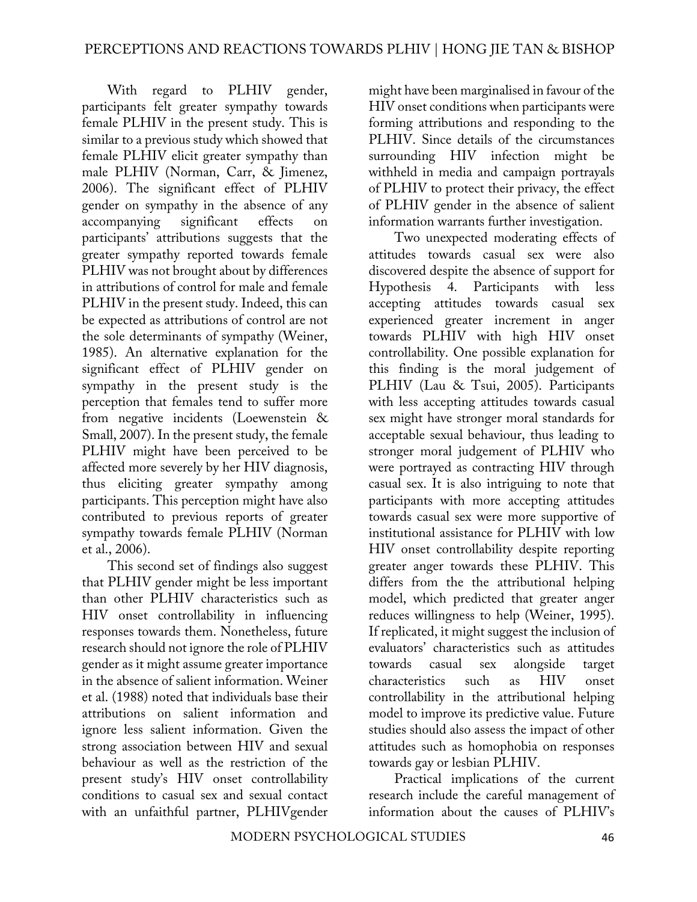With regard to PLHIV gender, participants felt greater sympathy towards female PLHIV in the present study. This is similar to a previous study which showed that female PLHIV elicit greater sympathy than male PLHIV (Norman, Carr, & Jimenez, 2006). The significant effect of PLHIV gender on sympathy in the absence of any accompanying significant effects on participants' attributions suggests that the greater sympathy reported towards female PLHIV was not brought about by differences in attributions of control for male and female PLHIV in the present study. Indeed, this can be expected as attributions of control are not the sole determinants of sympathy (Weiner, 1985). An alternative explanation for the significant effect of PLHIV gender on sympathy in the present study is the perception that females tend to suffer more from negative incidents (Loewenstein & Small, 2007). In the present study, the female PLHIV might have been perceived to be affected more severely by her HIV diagnosis, thus eliciting greater sympathy among participants. This perception might have also contributed to previous reports of greater sympathy towards female PLHIV (Norman et al., 2006).

This second set of findings also suggest that PLHIV gender might be less important than other PLHIV characteristics such as HIV onset controllability in influencing responses towards them. Nonetheless, future research should not ignore the role of PLHIV gender as it might assume greater importance in the absence of salient information. Weiner et al. (1988) noted that individuals base their attributions on salient information and ignore less salient information. Given the strong association between HIV and sexual behaviour as well as the restriction of the present study's HIV onset controllability conditions to casual sex and sexual contact with an unfaithful partner, PLHIVgender might have been marginalised in favour of the HIV onset conditions when participants were forming attributions and responding to the PLHIV. Since details of the circumstances surrounding HIV infection might be withheld in media and campaign portrayals of PLHIV to protect their privacy, the effect of PLHIV gender in the absence of salient information warrants further investigation.

Two unexpected moderating effects of attitudes towards casual sex were also discovered despite the absence of support for Hypothesis 4. Participants with less accepting attitudes towards casual sex experienced greater increment in anger towards PLHIV with high HIV onset controllability. One possible explanation for this finding is the moral judgement of PLHIV (Lau & Tsui, 2005). Participants with less accepting attitudes towards casual sex might have stronger moral standards for acceptable sexual behaviour, thus leading to stronger moral judgement of PLHIV who were portrayed as contracting HIV through casual sex. It is also intriguing to note that participants with more accepting attitudes towards casual sex were more supportive of institutional assistance for PLHIV with low HIV onset controllability despite reporting greater anger towards these PLHIV. This differs from the the attributional helping model, which predicted that greater anger reduces willingness to help (Weiner, 1995). If replicated, it might suggest the inclusion of evaluators' characteristics such as attitudes towards casual sex alongside target characteristics such as HIV onset controllability in the attributional helping model to improve its predictive value. Future studies should also assess the impact of other attitudes such as homophobia on responses towards gay or lesbian PLHIV.

Practical implications of the current research include the careful management of information about the causes of PLHIV's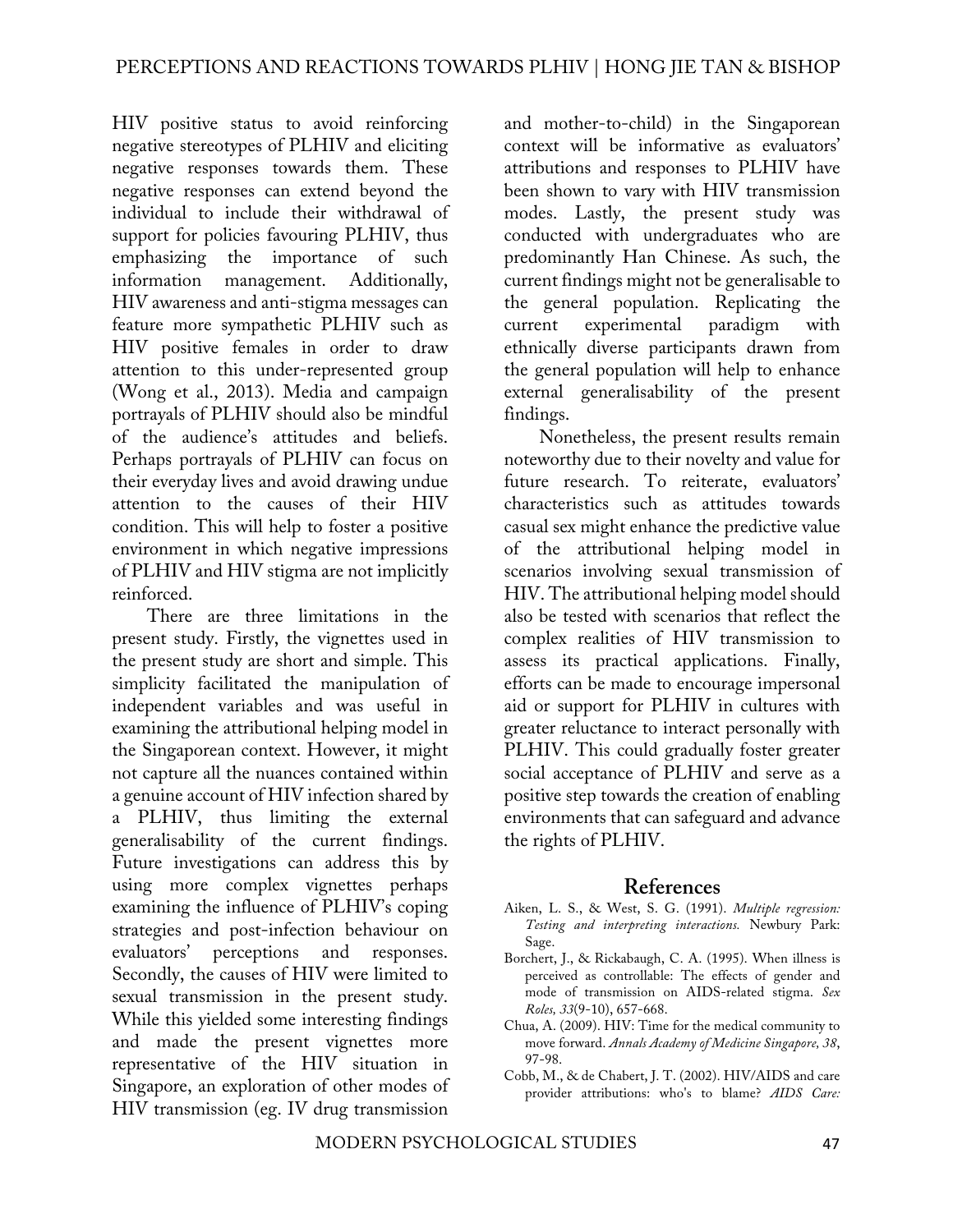HIV positive status to avoid reinforcing negative stereotypes of PLHIV and eliciting negative responses towards them. These negative responses can extend beyond the individual to include their withdrawal of support for policies favouring PLHIV, thus emphasizing the importance of such information management. Additionally, HIV awareness and anti-stigma messages can feature more sympathetic PLHIV such as HIV positive females in order to draw attention to this under-represented group (Wong et al., 2013). Media and campaign portrayals of PLHIV should also be mindful of the audience's attitudes and beliefs. Perhaps portrayals of PLHIV can focus on their everyday lives and avoid drawing undue attention to the causes of their HIV condition. This will help to foster a positive environment in which negative impressions of PLHIV and HIV stigma are not implicitly reinforced.

There are three limitations in the present study. Firstly, the vignettes used in the present study are short and simple. This simplicity facilitated the manipulation of independent variables and was useful in examining the attributional helping model in the Singaporean context. However, it might not capture all the nuances contained within a genuine account of HIV infection shared by a PLHIV, thus limiting the external generalisability of the current findings. Future investigations can address this by using more complex vignettes perhaps examining the influence of PLHIV's coping strategies and post-infection behaviour on evaluators' perceptions and responses. Secondly, the causes of HIV were limited to sexual transmission in the present study. While this yielded some interesting findings and made the present vignettes more representative of the HIV situation in Singapore, an exploration of other modes of HIV transmission (eg. IV drug transmission and mother-to-child) in the Singaporean context will be informative as evaluators' attributions and responses to PLHIV have been shown to vary with HIV transmission modes. Lastly, the present study was conducted with undergraduates who are predominantly Han Chinese. As such, the current findings might not be generalisable to the general population. Replicating the current experimental paradigm with ethnically diverse participants drawn from the general population will help to enhance external generalisability of the present findings.

Nonetheless, the present results remain noteworthy due to their novelty and value for future research. To reiterate, evaluators' characteristics such as attitudes towards casual sex might enhance the predictive value of the attributional helping model in scenarios involving sexual transmission of HIV. The attributional helping model should also be tested with scenarios that reflect the complex realities of HIV transmission to assess its practical applications. Finally, efforts can be made to encourage impersonal aid or support for PLHIV in cultures with greater reluctance to interact personally with PLHIV. This could gradually foster greater social acceptance of PLHIV and serve as a positive step towards the creation of enabling environments that can safeguard and advance the rights of PLHIV.

## References

Aiken, L. S., & West, S. G. (1991). *Multiple regression: Testing and interpreting interactions.* Newbury Park: Sage.

Borchert, J., & Rickabaugh, C. A. (1995). When illness is perceived as controllable: The effects of gender and mode of transmission on AIDS-related stigma. *Sex Roles, 33*(9-10), 657-668.

Chua, A. (2009). HIV: Time for the medical community to move forward. *Annals Academy of Medicine Singapore, 38*, 97-98.

Cobb, M., & de Chabert, J. T. (2002). HIV/AIDS and care provider attributions: who's to blame? *AIDS Care:*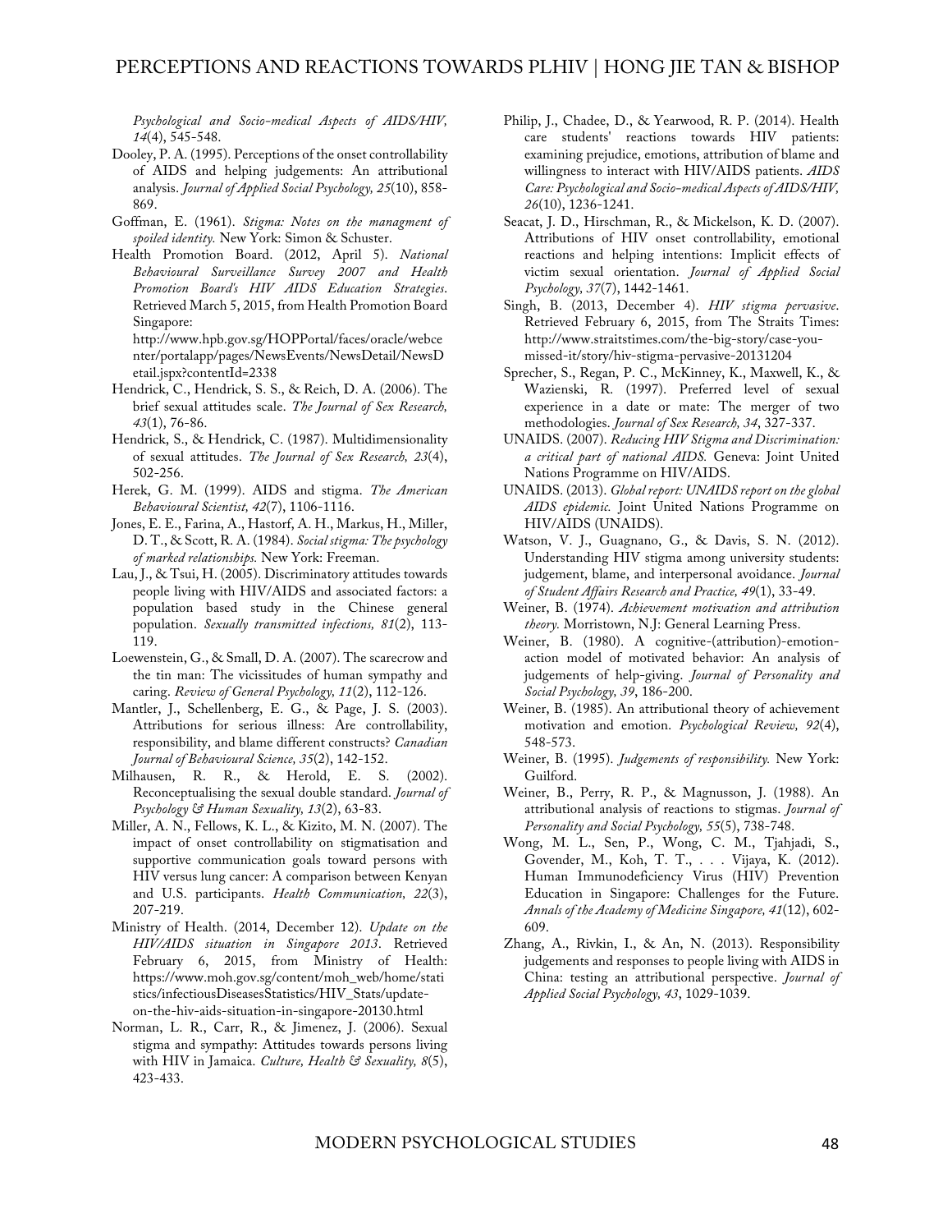*Psychological and Socio-medical Aspects of AIDS/HIV, 14*(4), 545-548.

Dooley, P. A. (1995). Perceptions of the onset controllability of AIDS and helping judgements: An attributional analysis. *Journal of Applied Social Psychology, 25*(10), 858-869.

Goffman, E. (1961). *Stigma: Notes on the managment of spoiled identity.* New York: Simon & Schuster.

Health Promotion Board. (2012, April 5). *National Behavioural Surveillance Survey 2007 and Health Promotion Board's HIV AIDS Education Strategies*. Retrieved March 5, 2015, from Health Promotion Board Singapore: http://www.hpb.gov.sg/HOPPortal/faces/oracle/webcenter/portalapp/pages/NewsEvents/NewsDetail/NewsDetail.jspx?contentId=2338

Hendrick, C., Hendrick, S. S., & Reich, D. A. (2006). The brief sexual attitudes scale. *The Journal of Sex Research, 43*(1), 76-86.

Hendrick, S., & Hendrick, C. (1987). Multidimensionality of sexual attitudes. *The Journal of Sex Research, 23*(4), 502-256.

Herek, G. M. (1999). AIDS and stigma. *The American Behavioural Scientist, 42*(7), 1106-1116.

Jones, E. E., Farina, A., Hastorf, A. H., Markus, H., Miller, D. T., & Scott, R. A. (1984). *Social stigma: The psychology of marked relationships.* New York: Freeman.

Lau, J., & Tsui, H. (2005). Discriminatory attitudes towards people living with HIV/AIDS and associated factors: a population based study in the Chinese general population. *Sexually transmitted infections, 81*(2), 113-119.

Loewenstein, G., & Small, D. A. (2007). The scarecrow and the tin man: The vicissitudes of human sympathy and caring. *Review of General Psychology, 11*(2), 112-126.

Mantler, J., Schellenberg, E. G., & Page, J. S. (2003). Attributions for serious illness: Are controllability, responsibility, and blame different constructs? *Canadian Journal of Behavioural Science, 35*(2), 142-152.

Milhausen, R. R., & Herold, E. S. (2002). Reconceptualising the sexual double standard. *Journal of Psychology & Human Sexuality, 13*(2), 63-83.

Miller, A. N., Fellows, K. L., & Kizito, M. N. (2007). The impact of onset controllability on stigmatisation and supportive communication goals toward persons with HIV versus lung cancer: A comparison between Kenyan and U.S. participants. *Health Communication, 22*(3), 207-219.

Ministry of Health. (2014, December 12). *Update on the HIV/AIDS situation in Singapore 2013*. Retrieved February 6, 2015, from Ministry of Health: https://www.moh.gov.sg/content/moh_web/home/statistics/infectiousDiseasesStatistics/HIV_Stats/update-on-the-hiv-aids-situation-in-singapore-20130.html

Norman, L. R., Carr, R., & Jimenez, J. (2006). Sexual stigma and sympathy: Attitudes towards persons living with HIV in Jamaica. *Culture, Health & Sexuality, 8*(5), 423-433.

Philip, J., Chadee, D., & Yearwood, R. P. (2014). Health care students' reactions towards HIV patients: examining prejudice, emotions, attribution of blame and willingness to interact with HIV/AIDS patients. *AIDS Care: Psychological and Socio-medical Aspects of AIDS/HIV, 26*(10), 1236-1241.

Seacat, J. D., Hirschman, R., & Mickelson, K. D. (2007). Attributions of HIV onset controllability, emotional reactions and helping intentions: Implicit effects of victim sexual orientation. *Journal of Applied Social Psychology, 37*(7), 1442-1461.

Singh, B. (2013, December 4). *HIV stigma pervasive*. Retrieved February 6, 2015, from The Straits Times: http://www.straitstimes.com/the-big-story/case-you-missed-it/story/hiv-stigma-pervasive-20131204

Sprecher, S., Regan, P. C., McKinney, K., Maxwell, K., & Wazienski, R. (1997). Preferred level of sexual experience in a date or mate: The merger of two methodologies. *Journal of Sex Research, 34*, 327-337.

UNAIDS. (2007). *Reducing HIV Stigma and Discrimination: a critical part of national AIDS.* Geneva: Joint United Nations Programme on HIV/AIDS.

UNAIDS. (2013). *Global report: UNAIDS report on the global AIDS epidemic.* Joint United Nations Programme on HIV/AIDS (UNAIDS).

Watson, V. J., Guagnano, G., & Davis, S. N. (2012). Understanding HIV stigma among university students: judgement, blame, and interpersonal avoidance. *Journal of Student Affairs Research and Practice, 49*(1), 33-49.

Weiner, B. (1974). *Achievement motivation and attribution theory.* Morristown, N.J: General Learning Press.

Weiner, B. (1980). A cognitive-(attribution)-emotion-action model of motivated behavior: An analysis of judgements of help-giving. *Journal of Personality and Social Psychology, 39*, 186-200.

Weiner, B. (1985). An attributional theory of achievement motivation and emotion. *Psychological Review, 92*(4), 548-573.

Weiner, B. (1995). *Judgements of responsibility.* New York: Guilford.

Weiner, B., Perry, R. P., & Magnusson, J. (1988). An attributional analysis of reactions to stigmas. *Journal of Personality and Social Psychology, 55*(5), 738-748.

Wong, M. L., Sen, P., Wong, C. M., Tjahjadi, S., Govender, M., Koh, T. T., . . . Vijaya, K. (2012). Human Immunodeficiency Virus (HIV) Prevention Education in Singapore: Challenges for the Future. *Annals of the Academy of Medicine Singapore, 41*(12), 602-609.

Zhang, A., Rivkin, I., & An, N. (2013). Responsibility judgements and responses to people living with AIDS in China: testing an attributional perspective. *Journal of Applied Social Psychology, 43*, 1029-1039.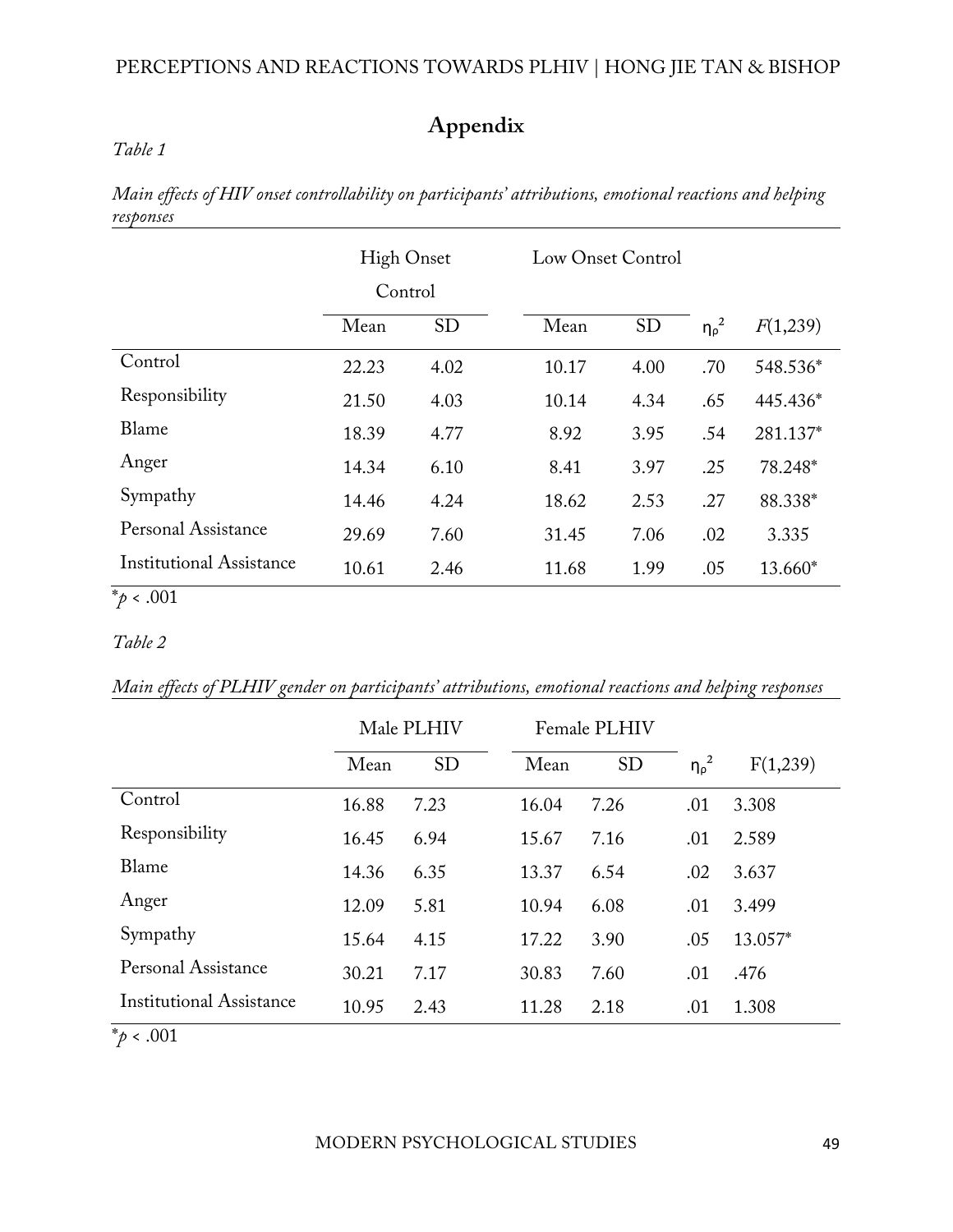## Appendix

*Table 1*

*Main effects of HIV onset controllability on participants' attributions, emotional reactions and helping responses*

| | High Onset Control | | Low Onset Control | | | |
|---|---|---|---|---|---|---|
| | Mean | SD | Mean | SD | $\eta_p^2$ | $F(1,239)$ |
| Control | 22.23 | 4.02 | 10.17 | 4.00 | .70 | 548.536* |
| Responsibility | 21.50 | 4.03 | 10.14 | 4.34 | .65 | 445.436* |
| Blame | 18.39 | 4.77 | 8.92 | 3.95 | .54 | 281.137* |
| Anger | 14.34 | 6.10 | 8.41 | 3.97 | .25 | 78.248* |
| Sympathy | 14.46 | 4.24 | 18.62 | 2.53 | .27 | 88.338* |
| Personal Assistance | 29.69 | 7.60 | 31.45 | 7.06 | .02 | 3.335 |
| Institutional Assistance | 10.61 | 2.46 | 11.68 | 1.99 | .05 | 13.660* |

*$p < .001$

*Table 2*

*Main effects of PLHIV gender on participants' attributions, emotional reactions and helping responses*

| | Male PLHIV | | Female PLHIV | | | |
|---|---|---|---|---|---|---|
| | Mean | SD | Mean | SD | $\eta_p^2$ | $F(1,239)$ |
| Control | 16.88 | 7.23 | 16.04 | 7.26 | .01 | 3.308 |
| Responsibility | 16.45 | 6.94 | 15.67 | 7.16 | .01 | 2.589 |
| Blame | 14.36 | 6.35 | 13.37 | 6.54 | .02 | 3.637 |
| Anger | 12.09 | 5.81 | 10.94 | 6.08 | .01 | 3.499 |
| Sympathy | 15.64 | 4.15 | 17.22 | 3.90 | .05 | 13.057* |
| Personal Assistance | 30.21 | 7.17 | 30.83 | 7.60 | .01 | .476 |
| Institutional Assistance | 10.95 | 2.43 | 11.28 | 2.18 | .01 | 1.308 |

*$p < .001$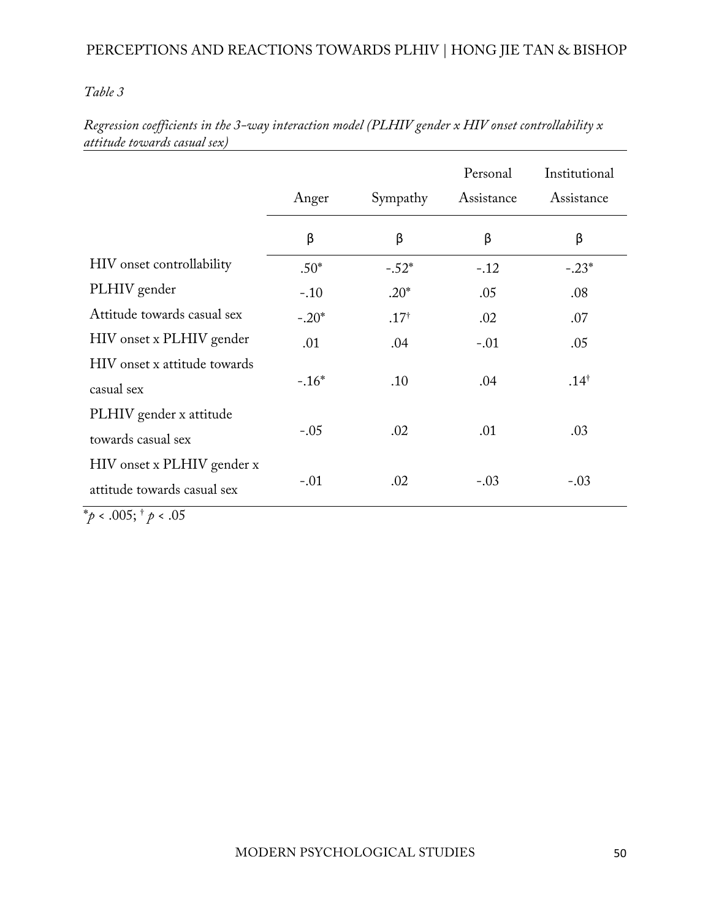*Table 3*

*Regression coefficients in the 3-way interaction model (PLHIV gender x HIV onset controllability x attitude towards casual sex)*

| | Anger | Sympathy | Personal Assistance | Institutional Assistance |
|---|---|---|---|---|
| | β | β | β | β |
| HIV onset controllability | .50* | -.52* | -.12 | -.23* |
| PLHIV gender | -.10 | .20* | .05 | .08 |
| Attitude towards casual sex | -.20* | .17† | .02 | .07 |
| HIV onset x PLHIV gender | .01 | .04 | -.01 | .05 |
| HIV onset x attitude towards casual sex | -.16* | .10 | .04 | .14† |
| PLHIV gender x attitude towards casual sex | -.05 | .02 | .01 | .03 |
| HIV onset x PLHIV gender x attitude towards casual sex | -.01 | .02 | -.03 | -.03 |

*$p < .005$; † $p < .05$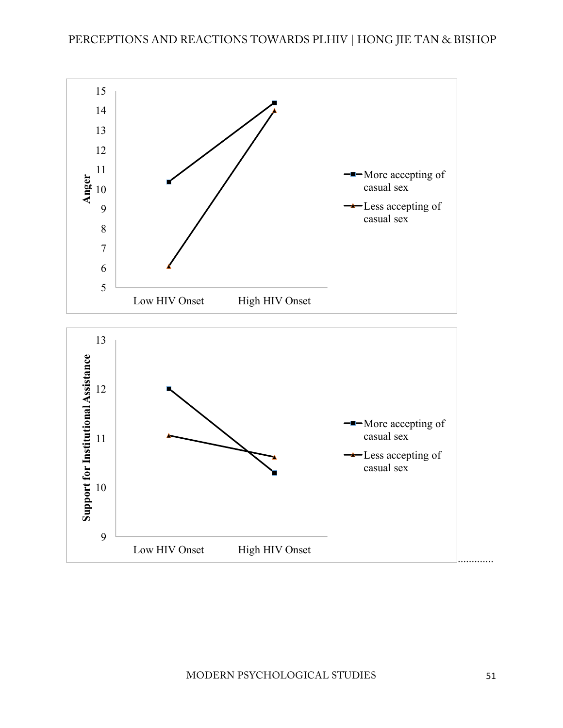Anger

15
14
13
12
11
10
9
8
7
6
5

Low HIV Onset High HIV Onset

More accepting of casual sex

Less accepting of casual sex

Support for Institutional Assistance

13
12
11
10
9

Low HIV Onset High HIV Onset

More accepting of casual sex

Less accepting of casual sex

.............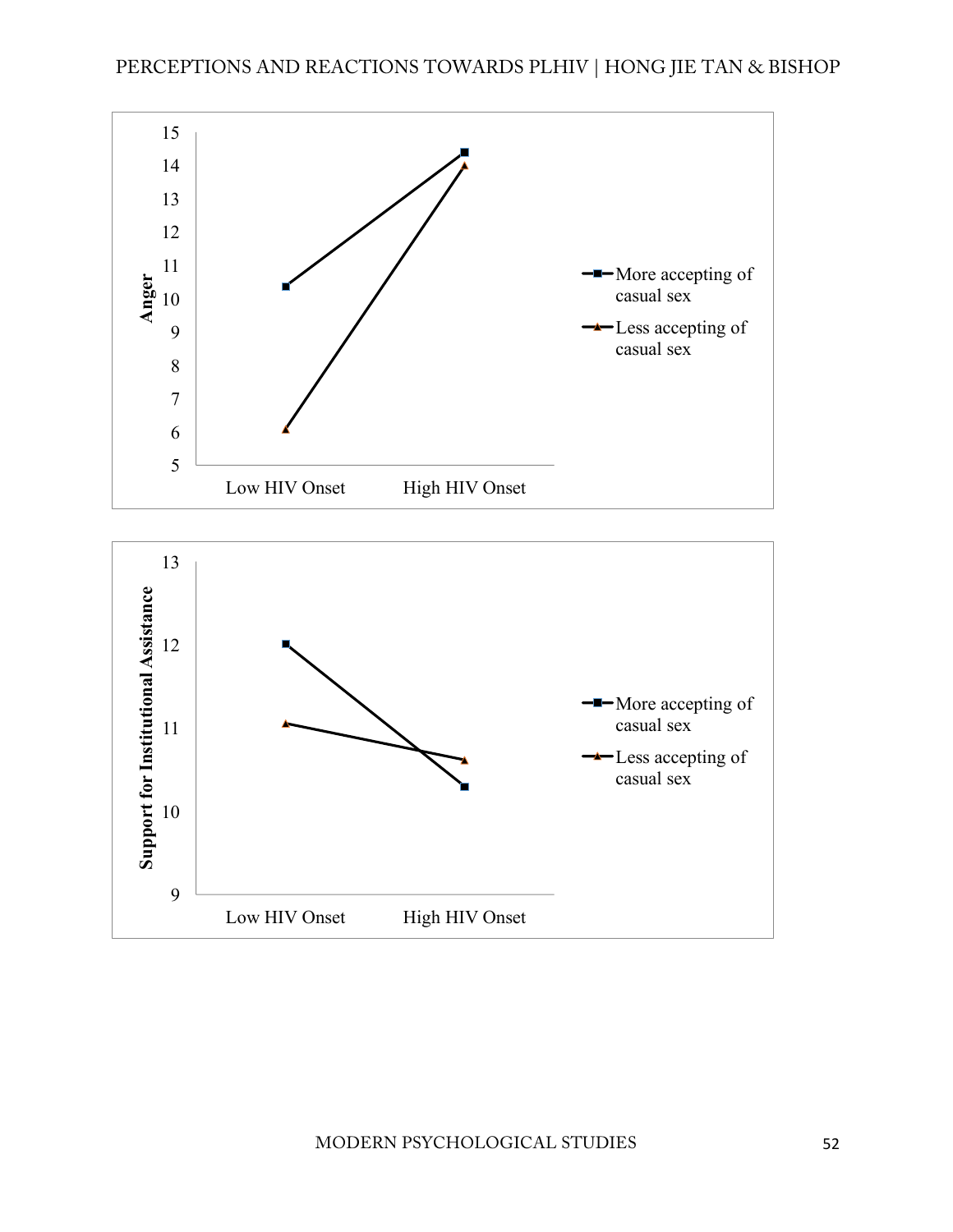15
14
13
12
11
10
9
8
7
6
5

Anger

Low HIV Onset
High HIV Onset

More accepting of casual sex
Less accepting of casual sex

13
12
11
10
9

Support for Institutional Assistance

Low HIV Onset
High HIV Onset

More accepting of casual sex
Less accepting of casual sex